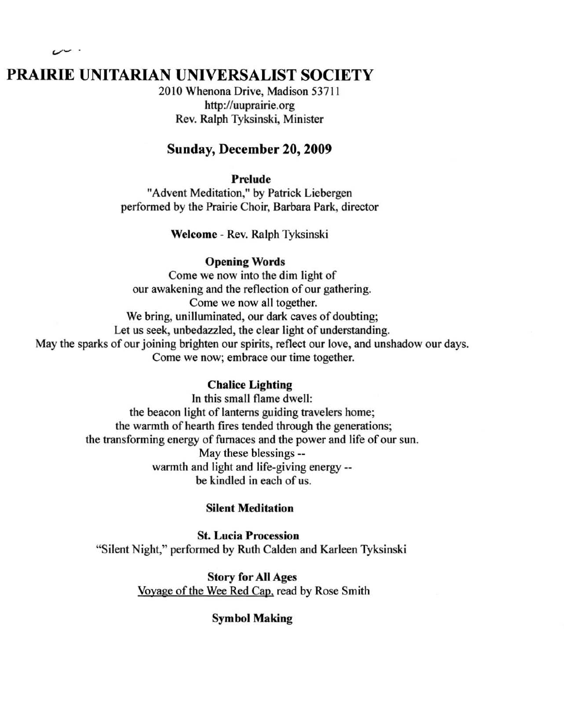# PRAIRIE UNITARIAN UNIVERSALIST SOCIETY

2010 Whenona Drive, Madison 53711
http://uuprairie.org
Rev. Ralph Tyksinski, Minister

## Sunday, December 20, 2009

### Prelude

"Advent Meditation," by Patrick Liebergen
performed by the Prairie Choir, Barbara Park, director

**Welcome** - Rev. Ralph Tyksinski

### Opening Words

Come we now into the dim light of
our awakening and the reflection of our gathering.
Come we now all together.
We bring, unilluminated, our dark caves of doubting;
Let us seek, unbedazzled, the clear light of understanding.
May the sparks of our joining brighten our spirits, reflect our love, and unshadow our days.
Come we now; embrace our time together.

### Chalice Lighting

In this small flame dwell:
the beacon light of lanterns guiding travelers home;
the warmth of hearth fires tended through the generations;
the transforming energy of furnaces and the power and life of our sun.
May these blessings --
warmth and light and life-giving energy --
be kindled in each of us.

### Silent Meditation

### St. Lucia Procession

"Silent Night," performed by Ruth Calden and Karleen Tyksinski

### Story for All Ages

Voyage of the Wee Red Cap, read by Rose Smith

### Symbol Making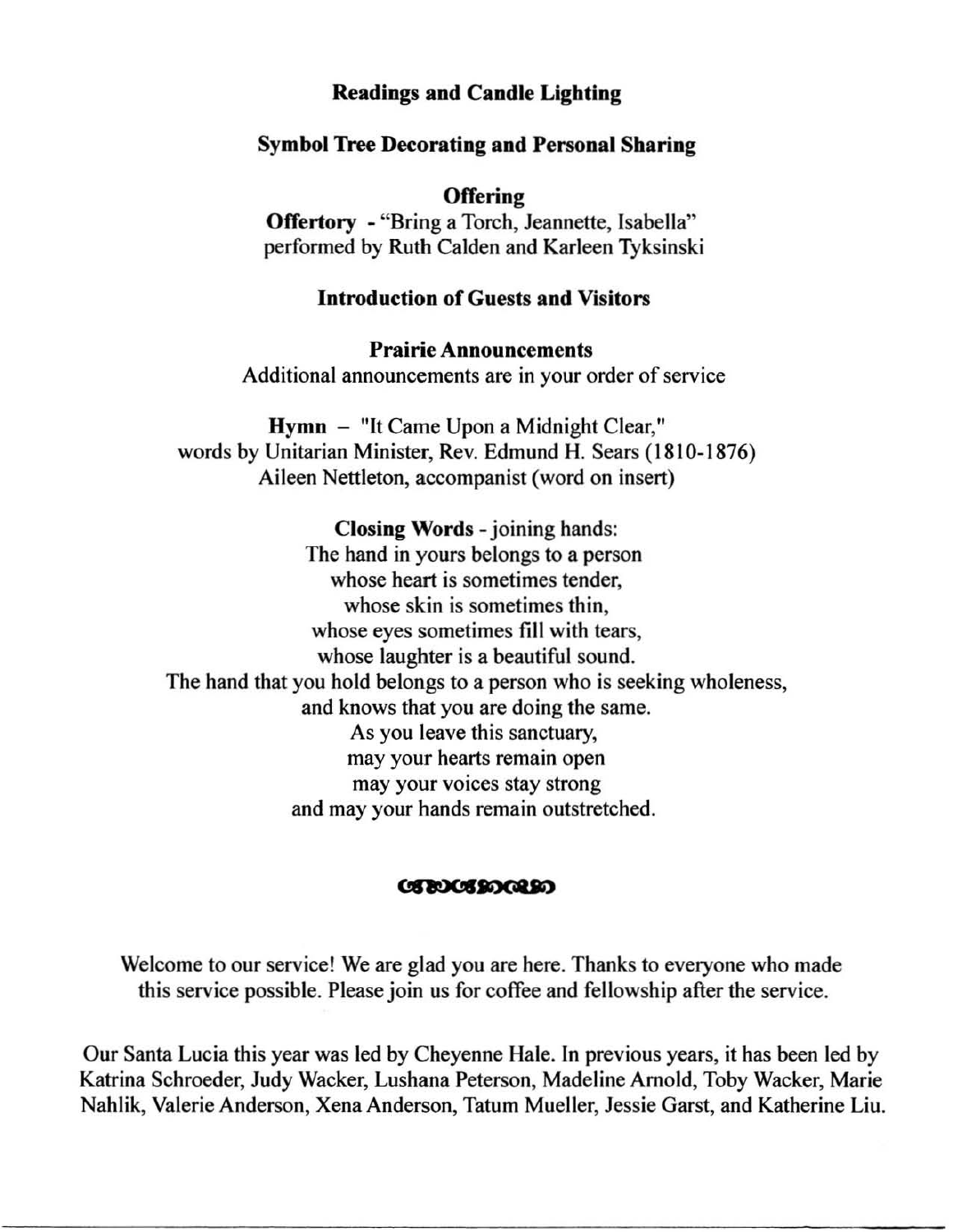**Readings and Candle Lighting**

**Symbol Tree Decorating and Personal Sharing**

**Offering**

**Offertory** - "Bring a Torch, Jeannette, Isabella"
performed by Ruth Calden and Karleen Tyksinski

**Introduction of Guests and Visitors**

**Prairie Announcements**

Additional announcements are in your order of service

**Hymn** – "It Came Upon a Midnight Clear,"
words by Unitarian Minister, Rev. Edmund H. Sears (1810-1876)
Aileen Nettleton, accompanist (word on insert)

**Closing Words** - joining hands:
The hand in yours belongs to a person
whose heart is sometimes tender,
whose skin is sometimes thin,
whose eyes sometimes fill with tears,
whose laughter is a beautiful sound.
The hand that you hold belongs to a person who is seeking wholeness,
and knows that you are doing the same.
As you leave this sanctuary,
may your hearts remain open
may your voices stay strong
and may your hands remain outstretched.

---

Welcome to our service! We are glad you are here. Thanks to everyone who made this service possible. Please join us for coffee and fellowship after the service.

Our Santa Lucia this year was led by Cheyenne Hale. In previous years, it has been led by Katrina Schroeder, Judy Wacker, Lushana Peterson, Madeline Arnold, Toby Wacker, Marie Nahlik, Valerie Anderson, Xena Anderson, Tatum Mueller, Jessie Garst, and Katherine Liu.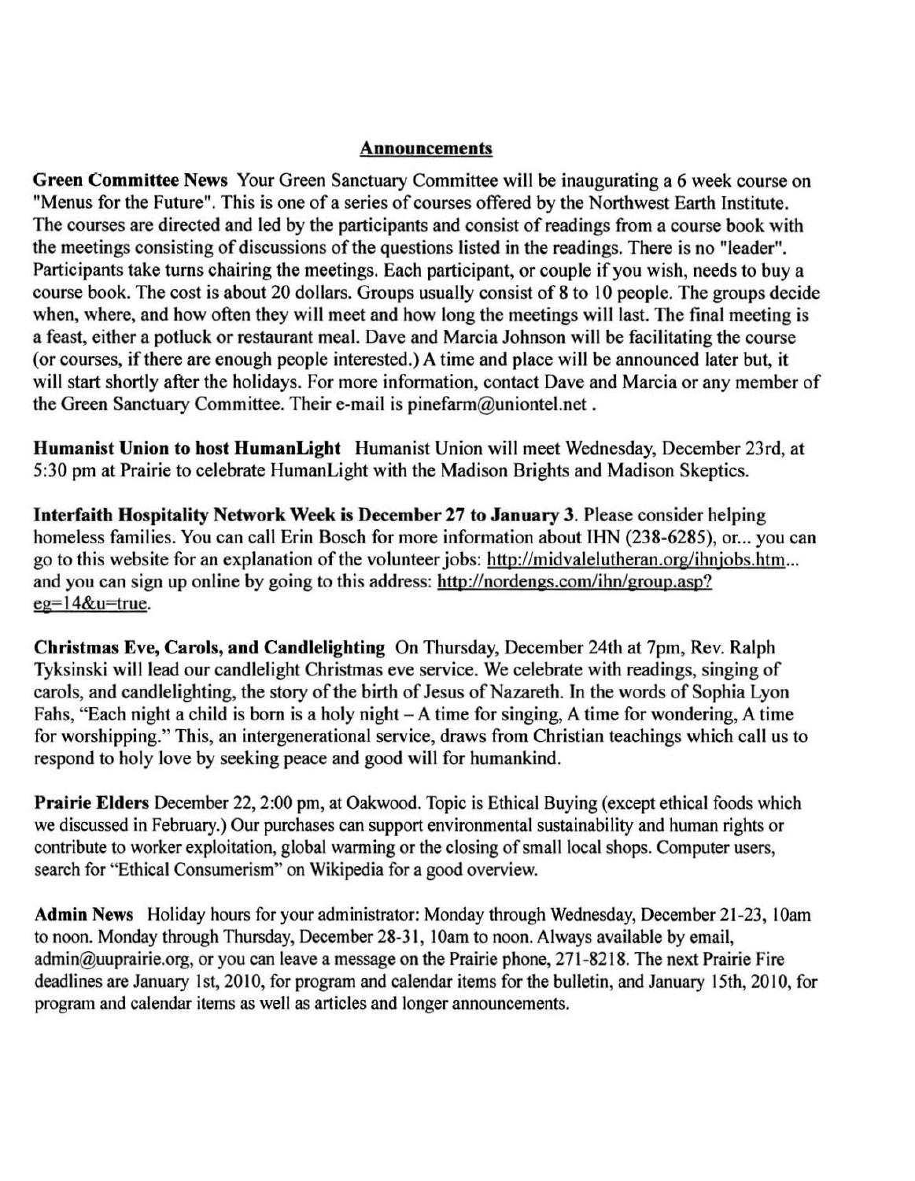## Announcements

**Green Committee News** Your Green Sanctuary Committee will be inaugurating a 6 week course on "Menus for the Future". This is one of a series of courses offered by the Northwest Earth Institute. The courses are directed and led by the participants and consist of readings from a course book with the meetings consisting of discussions of the questions listed in the readings. There is no "leader". Participants take turns chairing the meetings. Each participant, or couple if you wish, needs to buy a course book. The cost is about 20 dollars. Groups usually consist of 8 to 10 people. The groups decide when, where, and how often they will meet and how long the meetings will last. The final meeting is a feast, either a potluck or restaurant meal. Dave and Marcia Johnson will be facilitating the course (or courses, if there are enough people interested.) A time and place will be announced later but, it will start shortly after the holidays. For more information, contact Dave and Marcia or any member of the Green Sanctuary Committee. Their e-mail is pinefarm@uniontel.net .

**Humanist Union to host HumanLight** Humanist Union will meet Wednesday, December 23rd, at 5:30 pm at Prairie to celebrate HumanLight with the Madison Brights and Madison Skeptics.

**Interfaith Hospitality Network Week is December 27 to January 3.** Please consider helping homeless families. You can call Erin Bosch for more information about IHN (238-6285), or... you can go to this website for an explanation of the volunteer jobs: http://midvalelutheran.org/ihnjobs.htm... and you can sign up online by going to this address: http://nordengs.com/ihn/group.asp?eg=14&u=true.

**Christmas Eve, Carols, and Candlelighting** On Thursday, December 24th at 7pm, Rev. Ralph Tyksinski will lead our candlelight Christmas eve service. We celebrate with readings, singing of carols, and candlelighting, the story of the birth of Jesus of Nazareth. In the words of Sophia Lyon Fahs, "Each night a child is born is a holy night – A time for singing, A time for wondering, A time for worshipping." This, an intergenerational service, draws from Christian teachings which call us to respond to holy love by seeking peace and good will for humankind.

**Prairie Elders** December 22, 2:00 pm, at Oakwood. Topic is Ethical Buying (except ethical foods which we discussed in February.) Our purchases can support environmental sustainability and human rights or contribute to worker exploitation, global warming or the closing of small local shops. Computer users, search for "Ethical Consumerism" on Wikipedia for a good overview.

**Admin News** Holiday hours for your administrator: Monday through Wednesday, December 21-23, 10am to noon. Monday through Thursday, December 28-31, 10am to noon. Always available by email, admin@uuprairie.org, or you can leave a message on the Prairie phone, 271-8218. The next Prairie Fire deadlines are January 1st, 2010, for program and calendar items for the bulletin, and January 15th, 2010, for program and calendar items as well as articles and longer announcements.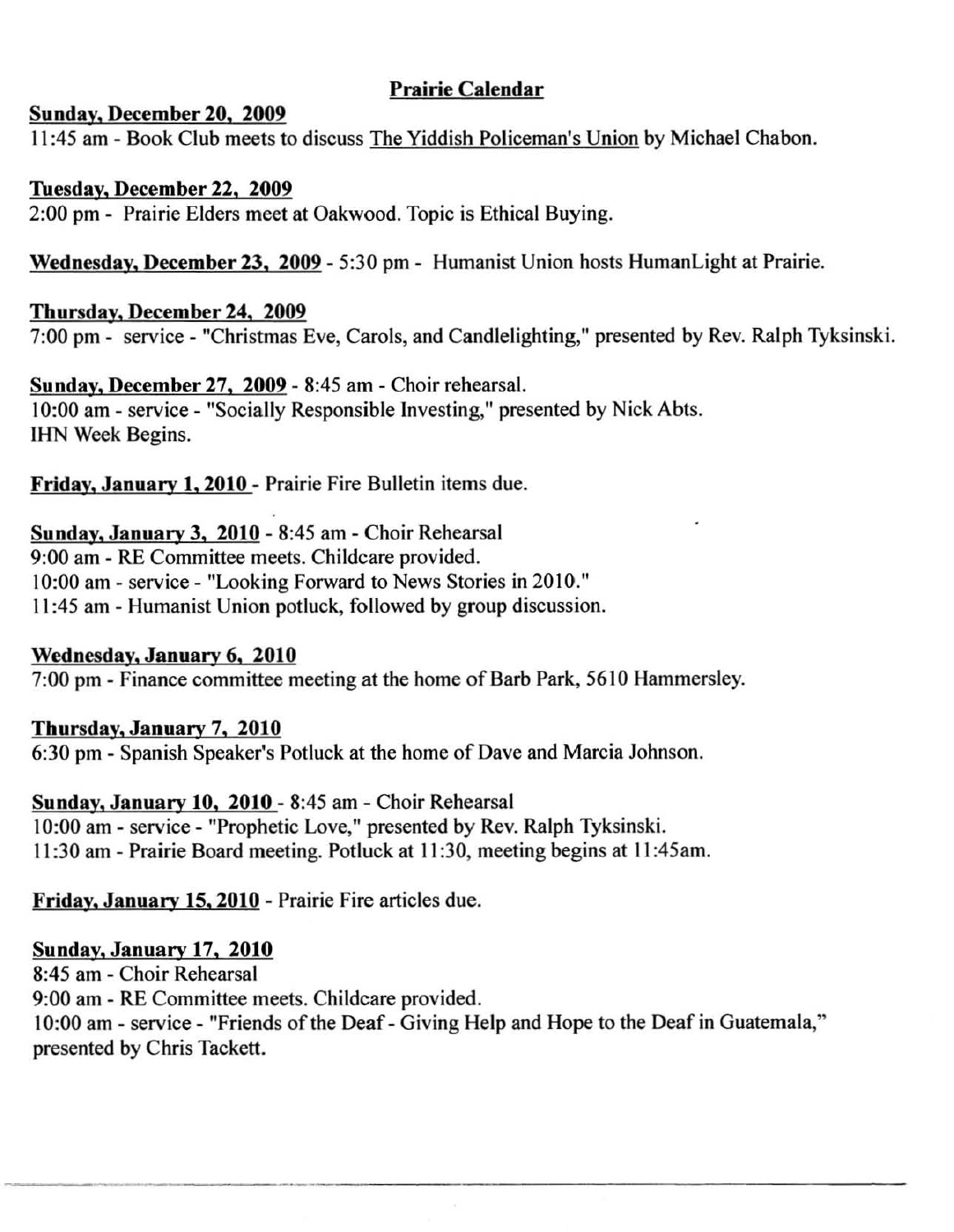# Prairie Calendar

**Sunday, December 20, 2009**
11:45 am - Book Club meets to discuss The Yiddish Policeman's Union by Michael Chabon.

**Tuesday, December 22, 2009**
2:00 pm - Prairie Elders meet at Oakwood. Topic is Ethical Buying.

**Wednesday, December 23, 2009** - 5:30 pm - Humanist Union hosts HumanLight at Prairie.

**Thursday, December 24, 2009**
7:00 pm - service - "Christmas Eve, Carols, and Candlelighting," presented by Rev. Ralph Tyksinski.

**Sunday, December 27, 2009** - 8:45 am - Choir rehearsal.
10:00 am - service - "Socially Responsible Investing," presented by Nick Abts.
IHN Week Begins.

**Friday, January 1, 2010** - Prairie Fire Bulletin items due.

**Sunday, January 3, 2010** - 8:45 am - Choir Rehearsal
9:00 am - RE Committee meets. Childcare provided.
10:00 am - service - "Looking Forward to News Stories in 2010."
11:45 am - Humanist Union potluck, followed by group discussion.

**Wednesday, January 6, 2010**
7:00 pm - Finance committee meeting at the home of Barb Park, 5610 Hammersley.

**Thursday, January 7, 2010**
6:30 pm - Spanish Speaker's Potluck at the home of Dave and Marcia Johnson.

**Sunday, January 10, 2010** - 8:45 am - Choir Rehearsal
10:00 am - service - "Prophetic Love," presented by Rev. Ralph Tyksinski.
11:30 am - Prairie Board meeting. Potluck at 11:30, meeting begins at 11:45am.

**Friday, January 15, 2010** - Prairie Fire articles due.

**Sunday, January 17, 2010**
8:45 am - Choir Rehearsal
9:00 am - RE Committee meets. Childcare provided.
10:00 am - service - "Friends of the Deaf - Giving Help and Hope to the Deaf in Guatemala," presented by Chris Tackett.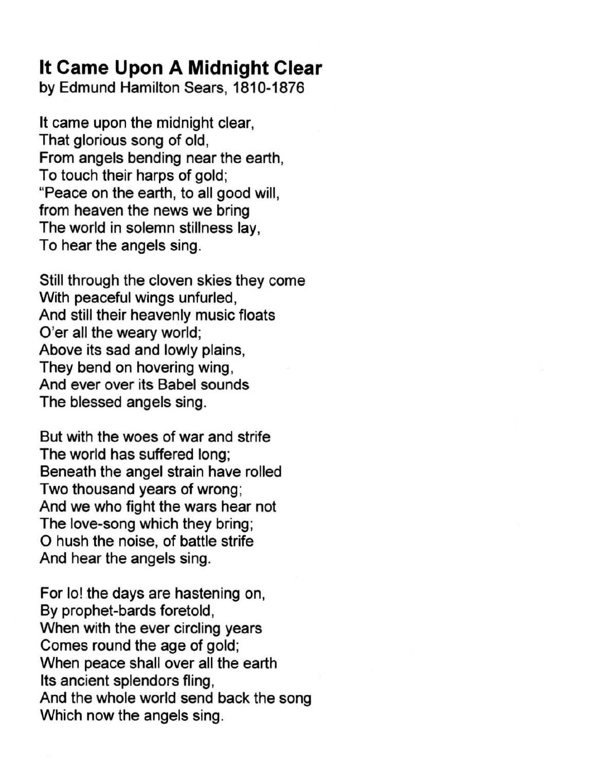## It Came Upon A Midnight Clear

by Edmund Hamilton Sears, 1810-1876

It came upon the midnight clear,  
That glorious song of old,  
From angels bending near the earth,  
To touch their harps of gold;  
"Peace on the earth, to all good will,  
from heaven the news we bring  
The world in solemn stillness lay,  
To hear the angels sing.

Still through the cloven skies they come  
With peaceful wings unfurled,  
And still their heavenly music floats  
O'er all the weary world;  
Above its sad and lowly plains,  
They bend on hovering wing,  
And ever over its Babel sounds  
The blessed angels sing.

But with the woes of war and strife  
The world has suffered long;  
Beneath the angel strain have rolled  
Two thousand years of wrong;  
And we who fight the wars hear not  
The love-song which they bring;  
O hush the noise, of battle strife  
And hear the angels sing.

For lo! the days are hastening on,  
By prophet-bards foretold,  
When with the ever circling years  
Comes round the age of gold;  
When peace shall over all the earth  
Its ancient splendors fling,  
And the whole world send back the song  
Which now the angels sing.